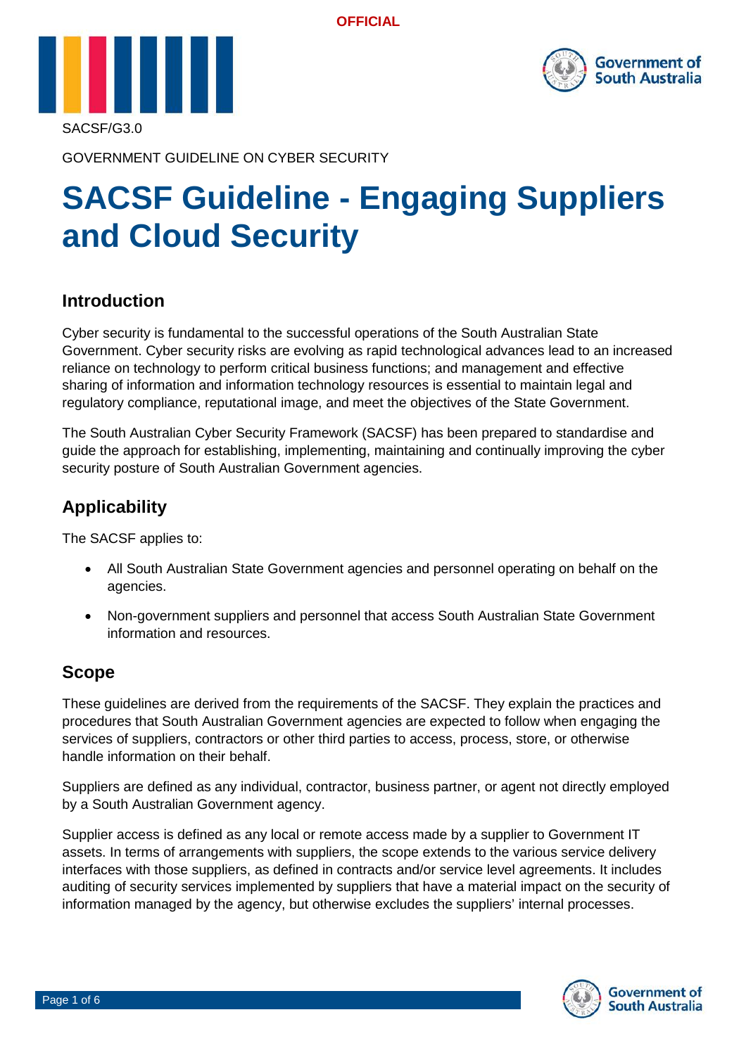OFFICIAL

SACSF/G3.0

GOVERNMENT GUIDELINE ON CYBER SECURITY

# SACSF Guideline - Engaging Suppliers and Cloud Security

## Introduction

Cyber security is fundamental to the successful operations of the South Australian State Government. Cyber security risks are evolving as rapid technological advances lead to an increased reliance on technology to perform critical business functions; and management and effective sharing of information and information technology resources is essential to maintain legal and regulatory compliance, reputational image, and meet the objectives of the State Government.

The South Australian Cyber Security Framework (SACSF) has been prepared to standardise and guide the approach for establishing, implementing, maintaining and continually improving the cyber security posture of South Australian Government agencies.

## Applicability

The SACSF applies to:

- All South Australian State Government agencies and personnel operating on behalf on the agencies.
- Non-government suppliers and personnel that access South Australian State Government information and resources.

## Scope

These guidelines are derived from the requirements of the SACSF. They explain the practices and procedures that South Australian Government agencies are expected to follow when engaging the services of suppliers, contractors or other third parties to access, process, store, or otherwise handle information on their behalf.

Suppliers are defined as any individual, contractor, business partner, or agent not directly employed by a South Australian Government agency.

Supplier access is defined as any local or remote access made by a supplier to Government IT assets. In terms of arrangements with suppliers, the scope extends to the various service delivery interfaces with those suppliers, as defined in contracts and/or service level agreements. It includes auditing of security services implemented by suppliers that have a material impact on the security of information managed by the agency, but otherwise excludes the suppliers' internal processes.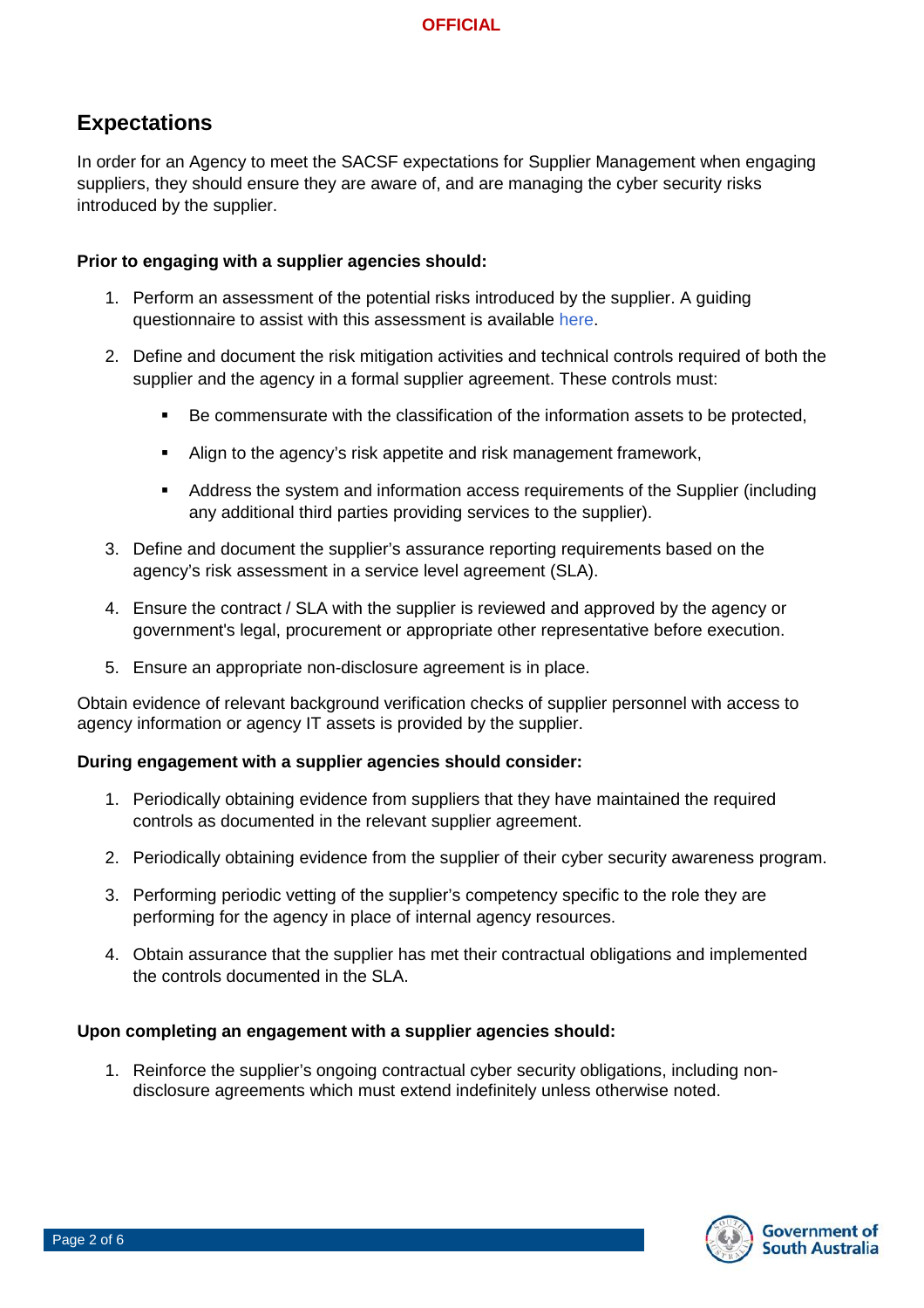## Expectations

In order for an Agency to meet the SACSF expectations for Supplier Management when engaging suppliers, they should ensure they are aware of, and are managing the cyber security risks introduced by the supplier.

**Prior to engaging with a supplier agencies should:**

1. Perform an assessment of the potential risks introduced by the supplier. A guiding questionnaire to assist with this assessment is available here.
2. Define and document the risk mitigation activities and technical controls required of both the supplier and the agency in a formal supplier agreement. These controls must:
   - Be commensurate with the classification of the information assets to be protected,
   - Align to the agency's risk appetite and risk management framework,
   - Address the system and information access requirements of the Supplier (including any additional third parties providing services to the supplier).
3. Define and document the supplier's assurance reporting requirements based on the agency's risk assessment in a service level agreement (SLA).
4. Ensure the contract / SLA with the supplier is reviewed and approved by the agency or government's legal, procurement or appropriate other representative before execution.
5. Ensure an appropriate non-disclosure agreement is in place.

Obtain evidence of relevant background verification checks of supplier personnel with access to agency information or agency IT assets is provided by the supplier.

**During engagement with a supplier agencies should consider:**

1. Periodically obtaining evidence from suppliers that they have maintained the required controls as documented in the relevant supplier agreement.
2. Periodically obtaining evidence from the supplier of their cyber security awareness program.
3. Performing periodic vetting of the supplier's competency specific to the role they are performing for the agency in place of internal agency resources.
4. Obtain assurance that the supplier has met their contractual obligations and implemented the controls documented in the SLA.

**Upon completing an engagement with a supplier agencies should:**

1. Reinforce the supplier's ongoing contractual cyber security obligations, including non-disclosure agreements which must extend indefinitely unless otherwise noted.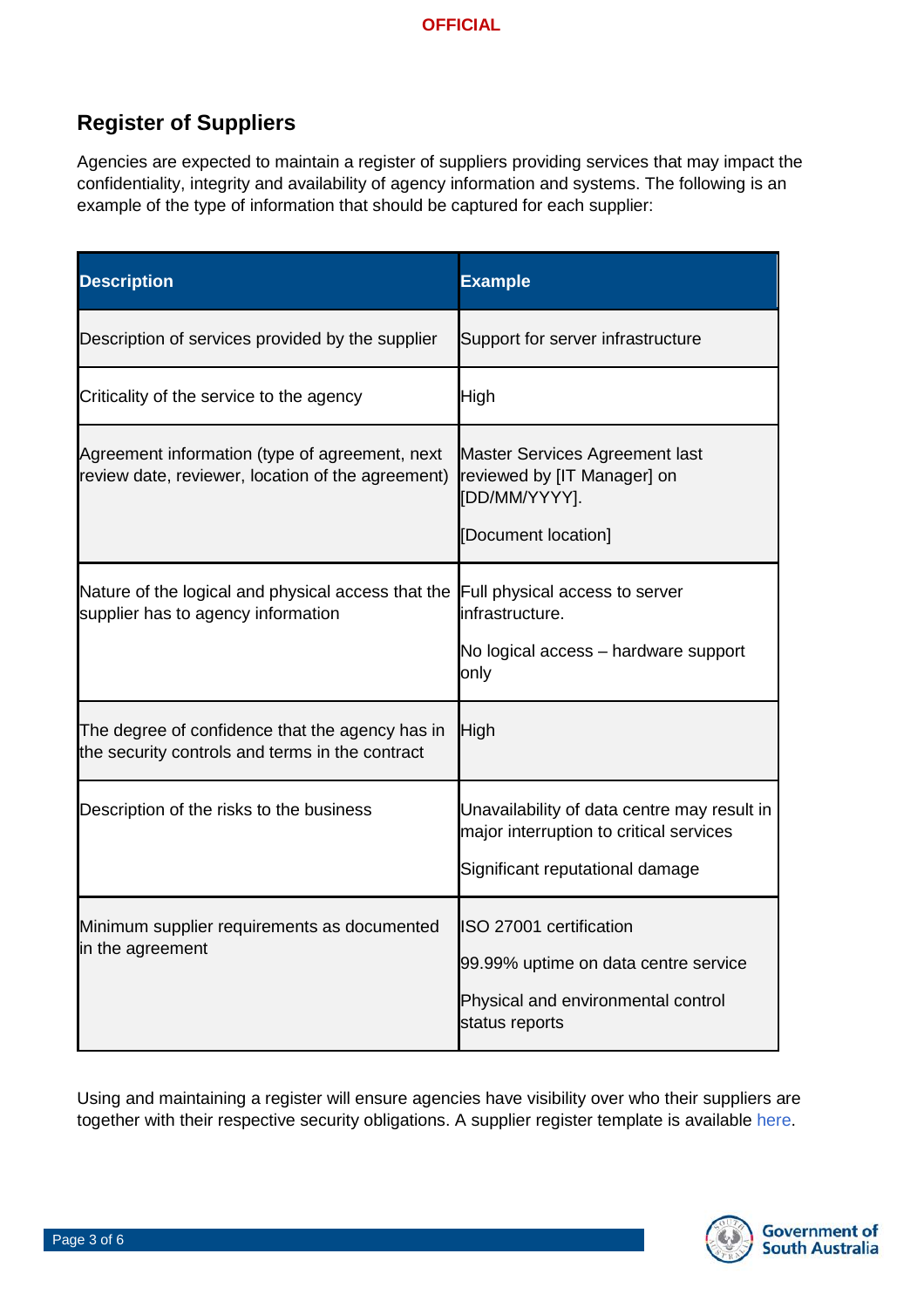## Register of Suppliers

Agencies are expected to maintain a register of suppliers providing services that may impact the confidentiality, integrity and availability of agency information and systems. The following is an example of the type of information that should be captured for each supplier:

| Description | Example |
|---|---|
| Description of services provided by the supplier | Support for server infrastructure |
| Criticality of the service to the agency | High |
| Agreement information (type of agreement, next review date, reviewer, location of the agreement) | Master Services Agreement last reviewed by [IT Manager] on [DD/MM/YYYY].<br><br>[Document location] |
| Nature of the logical and physical access that the supplier has to agency information | Full physical access to server infrastructure.<br><br>No logical access – hardware support only |
| The degree of confidence that the agency has in the security controls and terms in the contract | High |
| Description of the risks to the business | Unavailability of data centre may result in major interruption to critical services<br><br>Significant reputational damage |
| Minimum supplier requirements as documented in the agreement | ISO 27001 certification<br><br>99.99% uptime on data centre service<br><br>Physical and environmental control status reports |

Using and maintaining a register will ensure agencies have visibility over who their suppliers are together with their respective security obligations. A supplier register template is available here.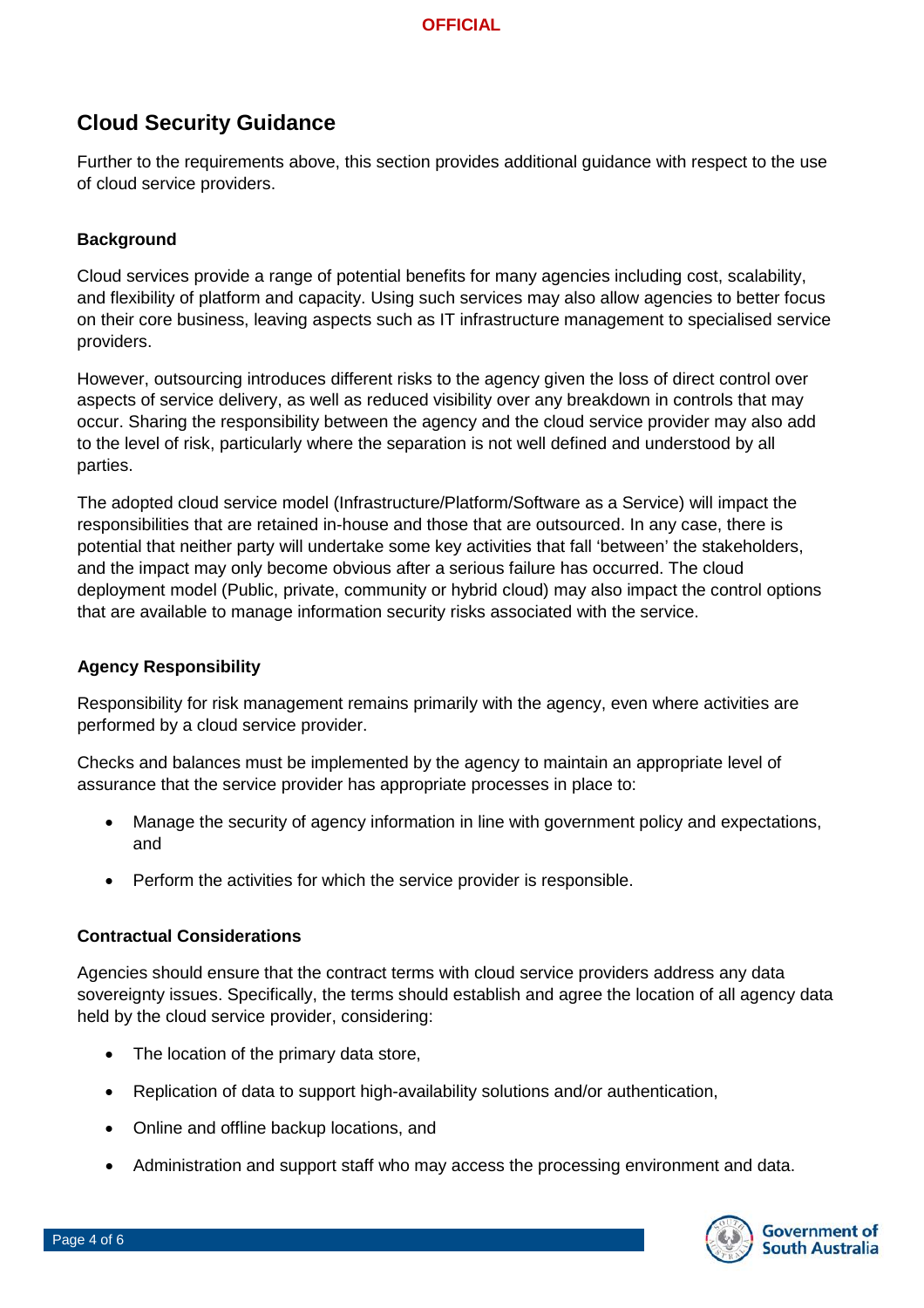## Cloud Security Guidance

Further to the requirements above, this section provides additional guidance with respect to the use of cloud service providers.

### Background

Cloud services provide a range of potential benefits for many agencies including cost, scalability, and flexibility of platform and capacity. Using such services may also allow agencies to better focus on their core business, leaving aspects such as IT infrastructure management to specialised service providers.

However, outsourcing introduces different risks to the agency given the loss of direct control over aspects of service delivery, as well as reduced visibility over any breakdown in controls that may occur. Sharing the responsibility between the agency and the cloud service provider may also add to the level of risk, particularly where the separation is not well defined and understood by all parties.

The adopted cloud service model (Infrastructure/Platform/Software as a Service) will impact the responsibilities that are retained in-house and those that are outsourced. In any case, there is potential that neither party will undertake some key activities that fall 'between' the stakeholders, and the impact may only become obvious after a serious failure has occurred. The cloud deployment model (Public, private, community or hybrid cloud) may also impact the control options that are available to manage information security risks associated with the service.

### Agency Responsibility

Responsibility for risk management remains primarily with the agency, even where activities are performed by a cloud service provider.

Checks and balances must be implemented by the agency to maintain an appropriate level of assurance that the service provider has appropriate processes in place to:

- Manage the security of agency information in line with government policy and expectations, and
- Perform the activities for which the service provider is responsible.

### Contractual Considerations

Agencies should ensure that the contract terms with cloud service providers address any data sovereignty issues. Specifically, the terms should establish and agree the location of all agency data held by the cloud service provider, considering:

- The location of the primary data store,
- Replication of data to support high-availability solutions and/or authentication,
- Online and offline backup locations, and
- Administration and support staff who may access the processing environment and data.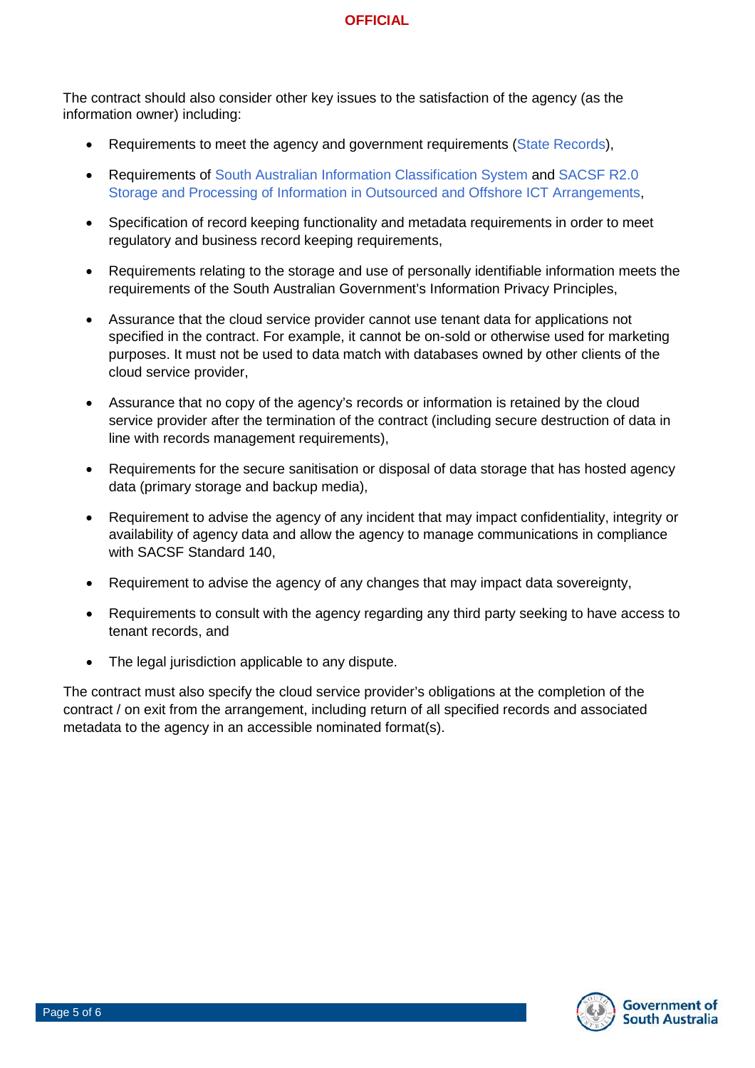The contract should also consider other key issues to the satisfaction of the agency (as the information owner) including:

- Requirements to meet the agency and government requirements (State Records),
- Requirements of South Australian Information Classification System and SACSF R2.0 Storage and Processing of Information in Outsourced and Offshore ICT Arrangements,
- Specification of record keeping functionality and metadata requirements in order to meet regulatory and business record keeping requirements,
- Requirements relating to the storage and use of personally identifiable information meets the requirements of the South Australian Government's Information Privacy Principles,
- Assurance that the cloud service provider cannot use tenant data for applications not specified in the contract. For example, it cannot be on-sold or otherwise used for marketing purposes. It must not be used to data match with databases owned by other clients of the cloud service provider,
- Assurance that no copy of the agency's records or information is retained by the cloud service provider after the termination of the contract (including secure destruction of data in line with records management requirements),
- Requirements for the secure sanitisation or disposal of data storage that has hosted agency data (primary storage and backup media),
- Requirement to advise the agency of any incident that may impact confidentiality, integrity or availability of agency data and allow the agency to manage communications in compliance with SACSF Standard 140,
- Requirement to advise the agency of any changes that may impact data sovereignty,
- Requirements to consult with the agency regarding any third party seeking to have access to tenant records, and
- The legal jurisdiction applicable to any dispute.

The contract must also specify the cloud service provider's obligations at the completion of the contract / on exit from the arrangement, including return of all specified records and associated metadata to the agency in an accessible nominated format(s).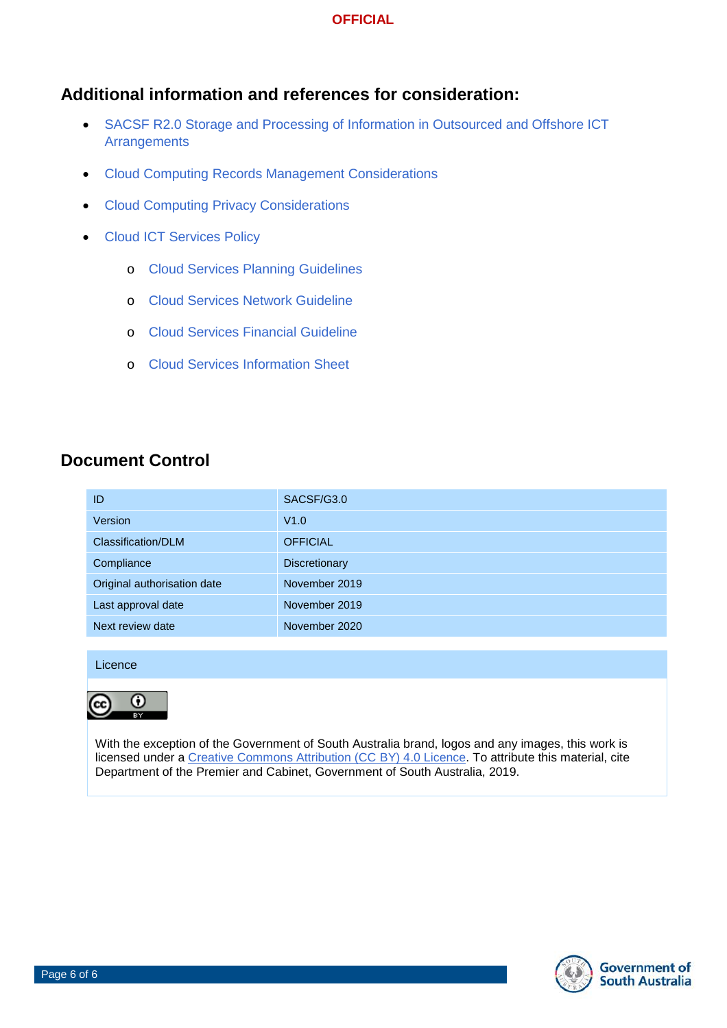## Additional information and references for consideration:

- SACSF R2.0 Storage and Processing of Information in Outsourced and Offshore ICT Arrangements
- Cloud Computing Records Management Considerations
- Cloud Computing Privacy Considerations
- Cloud ICT Services Policy
  - Cloud Services Planning Guidelines
  - Cloud Services Network Guideline
  - Cloud Services Financial Guideline
  - Cloud Services Information Sheet

## Document Control

| | |
|---|---|
| ID | SACSF/G3.0 |
| Version | V1.0 |
| Classification/DLM | OFFICIAL |
| Compliance | Discretionary |
| Original authorisation date | November 2019 |
| Last approval date | November 2019 |
| Next review date | November 2020 |

| Licence |
|---|
| With the exception of the Government of South Australia brand, logos and any images, this work is licensed under a Creative Commons Attribution (CC BY) 4.0 Licence. To attribute this material, cite Department of the Premier and Cabinet, Government of South Australia, 2019. |